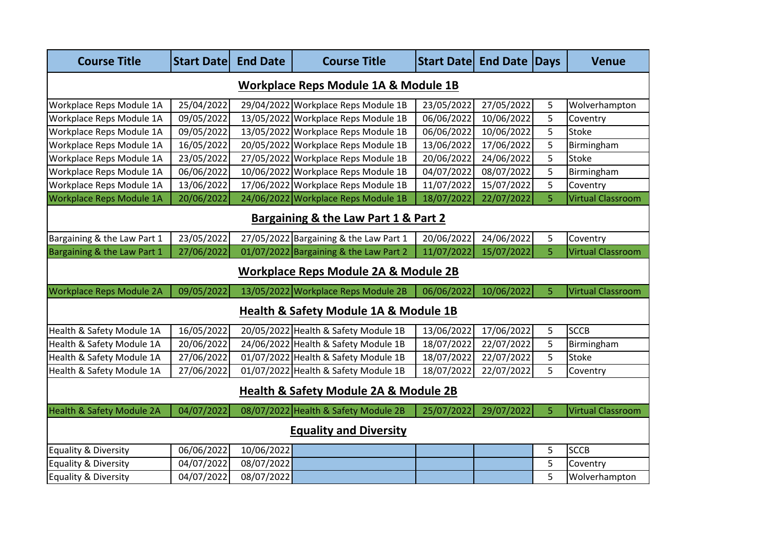| Course Title | Start Date | End Date | Course Title | Start Date | End Date | Days | Venue |
|---|---|---|---|---|---|---|---|
| **Workplace Reps Module 1A & Module 1B** | | | | | | | |
| Workplace Reps Module 1A | 25/04/2022 | 29/04/2022 | Workplace Reps Module 1B | 23/05/2022 | 27/05/2022 | 5 | Wolverhampton |
| Workplace Reps Module 1A | 09/05/2022 | 13/05/2022 | Workplace Reps Module 1B | 06/06/2022 | 10/06/2022 | 5 | Coventry |
| Workplace Reps Module 1A | 09/05/2022 | 13/05/2022 | Workplace Reps Module 1B | 06/06/2022 | 10/06/2022 | 5 | Stoke |
| Workplace Reps Module 1A | 16/05/2022 | 20/05/2022 | Workplace Reps Module 1B | 13/06/2022 | 17/06/2022 | 5 | Birmingham |
| Workplace Reps Module 1A | 23/05/2022 | 27/05/2022 | Workplace Reps Module 1B | 20/06/2022 | 24/06/2022 | 5 | Stoke |
| Workplace Reps Module 1A | 06/06/2022 | 10/06/2022 | Workplace Reps Module 1B | 04/07/2022 | 08/07/2022 | 5 | Birmingham |
| Workplace Reps Module 1A | 13/06/2022 | 17/06/2022 | Workplace Reps Module 1B | 11/07/2022 | 15/07/2022 | 5 | Coventry |
| Workplace Reps Module 1A | 20/06/2022 | 24/06/2022 | Workplace Reps Module 1B | 18/07/2022 | 22/07/2022 | 5 | Virtual Classroom |
| **Bargaining & the Law Part 1 & Part 2** | | | | | | | |
| Bargaining & the Law Part 1 | 23/05/2022 | 27/05/2022 | Bargaining & the Law Part 1 | 20/06/2022 | 24/06/2022 | 5 | Coventry |
| Bargaining & the Law Part 1 | 27/06/2022 | 01/07/2022 | Bargaining & the Law Part 2 | 11/07/2022 | 15/07/2022 | 5 | Virtual Classroom |
| **Workplace Reps Module 2A & Module 2B** | | | | | | | |
| Workplace Reps Module 2A | 09/05/2022 | 13/05/2022 | Workplace Reps Module 2B | 06/06/2022 | 10/06/2022 | 5 | Virtual Classroom |
| **Health & Safety Module 1A & Module 1B** | | | | | | | |
| Health & Safety Module 1A | 16/05/2022 | 20/05/2022 | Health & Safety Module 1B | 13/06/2022 | 17/06/2022 | 5 | SCCB |
| Health & Safety Module 1A | 20/06/2022 | 24/06/2022 | Health & Safety Module 1B | 18/07/2022 | 22/07/2022 | 5 | Birmingham |
| Health & Safety Module 1A | 27/06/2022 | 01/07/2022 | Health & Safety Module 1B | 18/07/2022 | 22/07/2022 | 5 | Stoke |
| Health & Safety Module 1A | 27/06/2022 | 01/07/2022 | Health & Safety Module 1B | 18/07/2022 | 22/07/2022 | 5 | Coventry |
| **Health & Safety Module 2A & Module 2B** | | | | | | | |
| Health & Safety Module 2A | 04/07/2022 | 08/07/2022 | Health & Safety Module 2B | 25/07/2022 | 29/07/2022 | 5 | Virtual Classroom |
| **Equality and Diversity** | | | | | | | |
| Equality & Diversity | 06/06/2022 | 10/06/2022 | | | | 5 | SCCB |
| Equality & Diversity | 04/07/2022 | 08/07/2022 | | | | 5 | Coventry |
| Equality & Diversity | 04/07/2022 | 08/07/2022 | | | | 5 | Wolverhampton |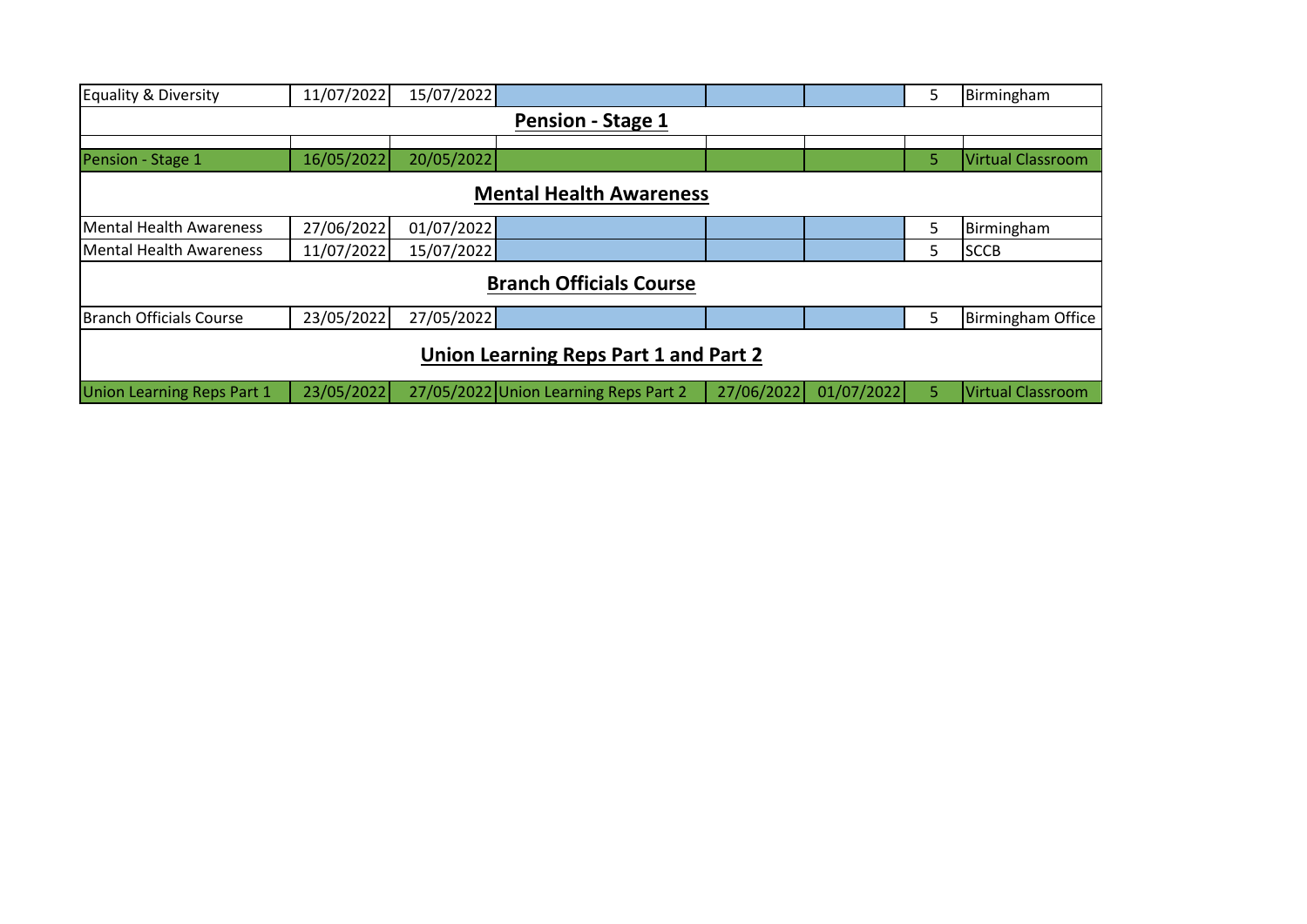| | | | | | | | |
|---|---|---|---|---|---|---|---|
| Equality & Diversity | 11/07/2022 | 15/07/2022 | | | | 5 | Birmingham |
| **Pension - Stage 1** | | | | | | | |
| | | | | | | | |
| Pension - Stage 1 | 16/05/2022 | 20/05/2022 | | | | 5 | Virtual Classroom |
| **Mental Health Awareness** | | | | | | | |
| Mental Health Awareness | 27/06/2022 | 01/07/2022 | | | | 5 | Birmingham |
| Mental Health Awareness | 11/07/2022 | 15/07/2022 | | | | 5 | SCCB |
| **Branch Officials Course** | | | | | | | |
| Branch Officials Course | 23/05/2022 | 27/05/2022 | | | | 5 | Birmingham Office |
| **Union Learning Reps Part 1 and Part 2** | | | | | | | |
| Union Learning Reps Part 1 | 23/05/2022 | 27/05/2022 | Union Learning Reps Part 2 | 27/06/2022 | 01/07/2022 | 5 | Virtual Classroom |